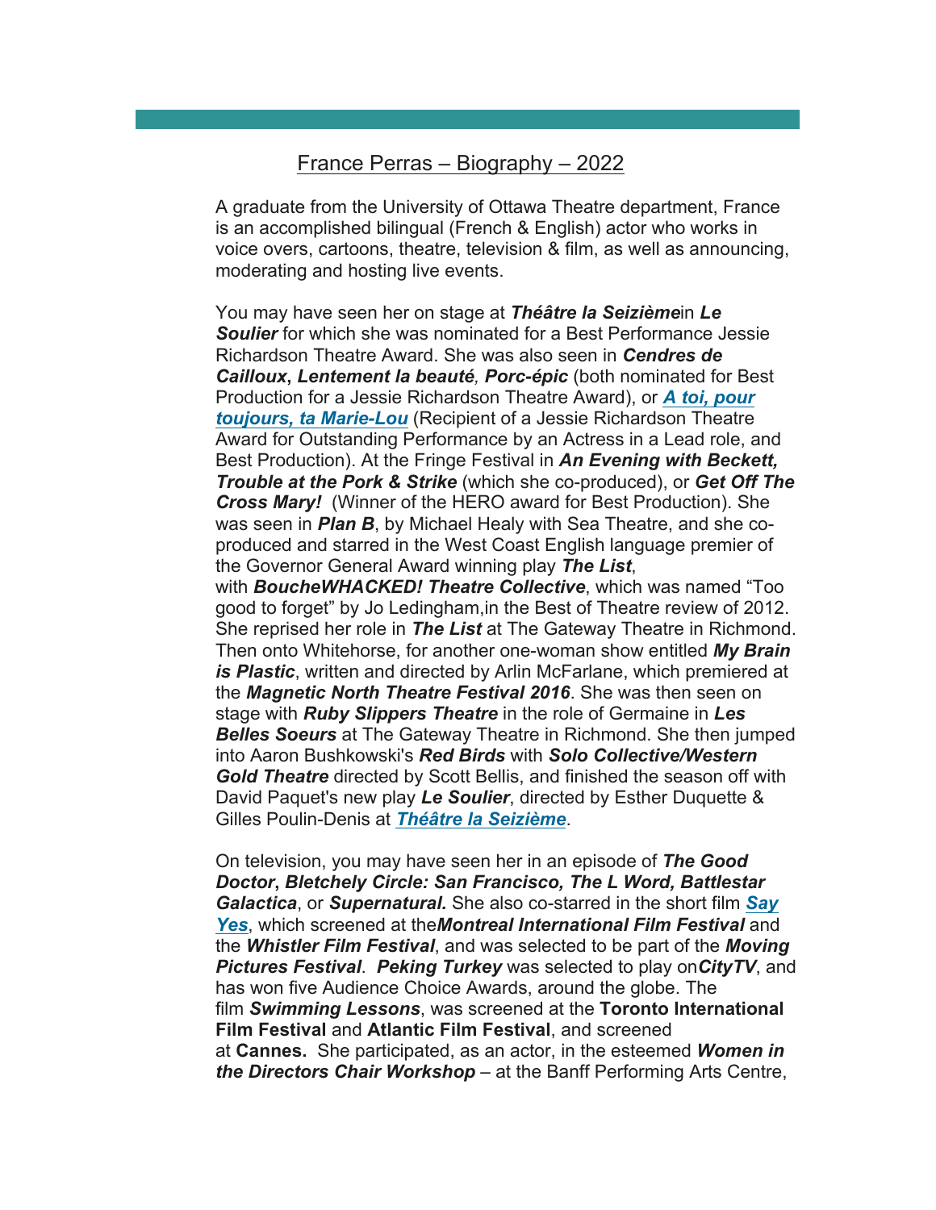France Perras – Biography – 2022

A graduate from the University of Ottawa Theatre department, France is an accomplished bilingual (French & English) actor who works in voice overs, cartoons, theatre, television & film, as well as announcing, moderating and hosting live events.

You may have seen her on stage at ***Théâtre la Seizième***in ***Le Soulier*** for which she was nominated for a Best Performance Jessie Richardson Theatre Award. She was also seen in ***Cendres de Cailloux***, ***Lentement la beauté, Porc-épic*** (both nominated for Best Production for a Jessie Richardson Theatre Award), or ***A toi, pour toujours, ta Marie-Lou*** (Recipient of a Jessie Richardson Theatre Award for Outstanding Performance by an Actress in a Lead role, and Best Production). At the Fringe Festival in ***An Evening with Beckett, Trouble at the Pork & Strike*** (which she co-produced), or ***Get Off The Cross Mary!*** (Winner of the HERO award for Best Production). She was seen in ***Plan B***, by Michael Healy with Sea Theatre, and she co-produced and starred in the West Coast English language premier of the Governor General Award winning play ***The List***, with ***BoucheWHACKED! Theatre Collective***, which was named "Too good to forget" by Jo Ledingham,in the Best of Theatre review of 2012. She reprised her role in ***The List*** at The Gateway Theatre in Richmond. Then onto Whitehorse, for another one-woman show entitled ***My Brain is Plastic***, written and directed by Arlin McFarlane, which premiered at the ***Magnetic North Theatre Festival 2016***. She was then seen on stage with ***Ruby Slippers Theatre*** in the role of Germaine in ***Les Belles Soeurs*** at The Gateway Theatre in Richmond. She then jumped into Aaron Bushkowski's ***Red Birds*** with ***Solo Collective/Western Gold Theatre*** directed by Scott Bellis, and finished the season off with David Paquet's new play ***Le Soulier***, directed by Esther Duquette & Gilles Poulin-Denis at ***Théâtre la Seizième***.

On television, you may have seen her in an episode of ***The Good Doctor***, ***Bletchely Circle: San Francisco, The L Word, Battlestar Galactica***, or ***Supernatural.*** She also co-starred in the short film ***Say Yes***, which screened at the***Montreal International Film Festival*** and the ***Whistler Film Festival***, and was selected to be part of the ***Moving Pictures Festival***. ***Peking Turkey*** was selected to play on***CityTV***, and has won five Audience Choice Awards, around the globe. The film ***Swimming Lessons***, was screened at the **Toronto International Film Festival** and **Atlantic Film Festival**, and screened at **Cannes.** She participated, as an actor, in the esteemed ***Women in the Directors Chair Workshop*** – at the Banff Performing Arts Centre,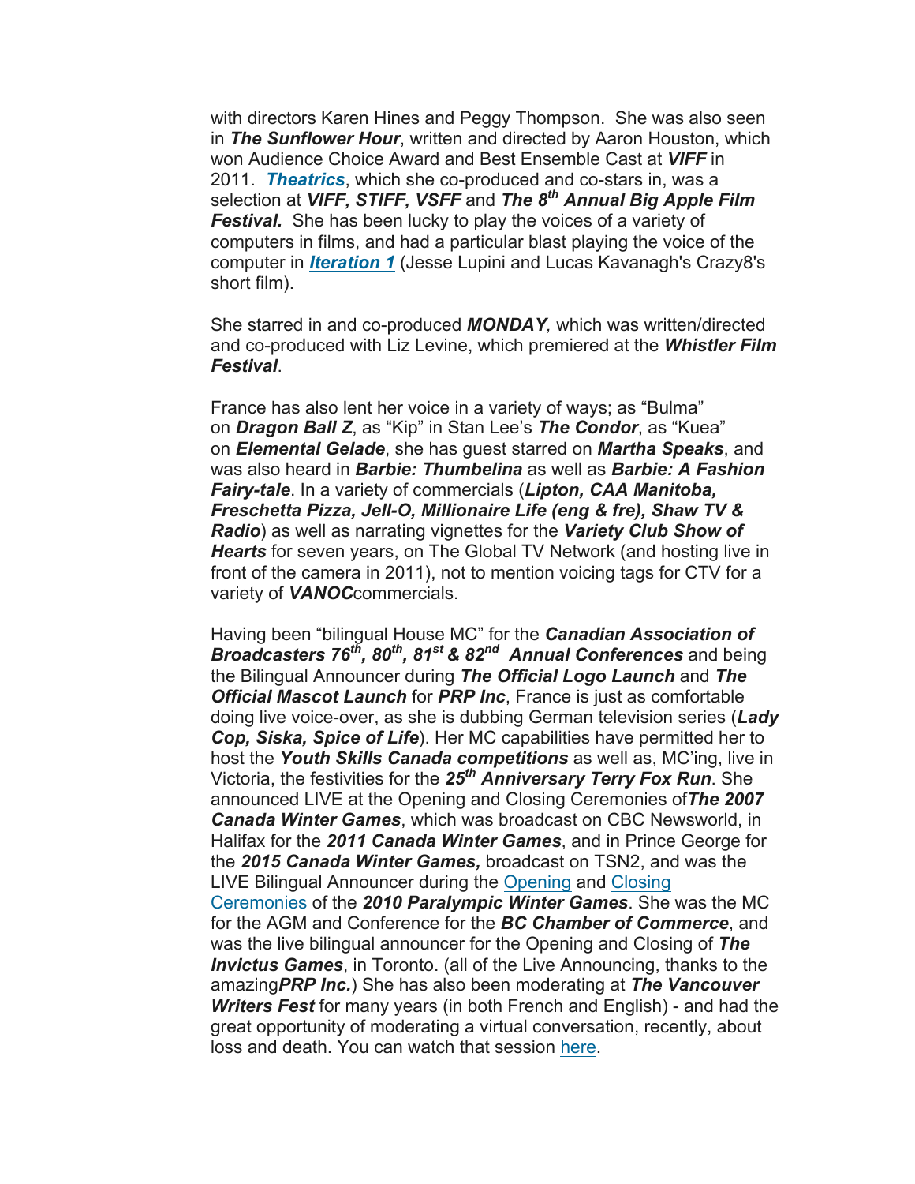with directors Karen Hines and Peggy Thompson. She was also seen in ***The Sunflower Hour***, written and directed by Aaron Houston, which won Audience Choice Award and Best Ensemble Cast at ***VIFF*** in 2011. ***Theatrics***, which she co-produced and co-stars in, was a selection at ***VIFF, STIFF, VSFF*** and ***The 8th Annual Big Apple Film Festival.*** She has been lucky to play the voices of a variety of computers in films, and had a particular blast playing the voice of the computer in ***Iteration 1*** (Jesse Lupini and Lucas Kavanagh's Crazy8's short film).

She starred in and co-produced ***MONDAY***, which was written/directed and co-produced with Liz Levine, which premiered at the ***Whistler Film Festival***.

France has also lent her voice in a variety of ways; as "Bulma" on ***Dragon Ball Z***, as "Kip" in Stan Lee's ***The Condor***, as "Kuea" on ***Elemental Gelade***, she has guest starred on ***Martha Speaks***, and was also heard in ***Barbie: Thumbelina*** as well as ***Barbie: A Fashion Fairy-tale***. In a variety of commercials (***Lipton, CAA Manitoba, Freschetta Pizza, Jell-O, Millionaire Life (eng & fre), Shaw TV & Radio***) as well as narrating vignettes for the ***Variety Club Show of Hearts*** for seven years, on The Global TV Network (and hosting live in front of the camera in 2011), not to mention voicing tags for CTV for a variety of ***VANOC***commercials.

Having been "bilingual House MC" for the ***Canadian Association of Broadcasters 76th, 80th, 81st & 82nd Annual Conferences*** and being the Bilingual Announcer during ***The Official Logo Launch*** and ***The Official Mascot Launch*** for ***PRP Inc***, France is just as comfortable doing live voice-over, as she is dubbing German television series (***Lady Cop, Siska, Spice of Life***). Her MC capabilities have permitted her to host the ***Youth Skills Canada competitions*** as well as, MC'ing, live in Victoria, the festivities for the ***25th Anniversary Terry Fox Run***. She announced LIVE at the Opening and Closing Ceremonies of***The 2007 Canada Winter Games***, which was broadcast on CBC Newsworld, in Halifax for the ***2011 Canada Winter Games***, and in Prince George for the ***2015 Canada Winter Games,*** broadcast on TSN2, and was the LIVE Bilingual Announcer during the Opening and Closing Ceremonies of the ***2010 Paralympic Winter Games***. She was the MC for the AGM and Conference for the ***BC Chamber of Commerce***, and was the live bilingual announcer for the Opening and Closing of ***The Invictus Games***, in Toronto. (all of the Live Announcing, thanks to the amazing***PRP Inc.***) She has also been moderating at ***The Vancouver Writers Fest*** for many years (in both French and English) - and had the great opportunity of moderating a virtual conversation, recently, about loss and death. You can watch that session here.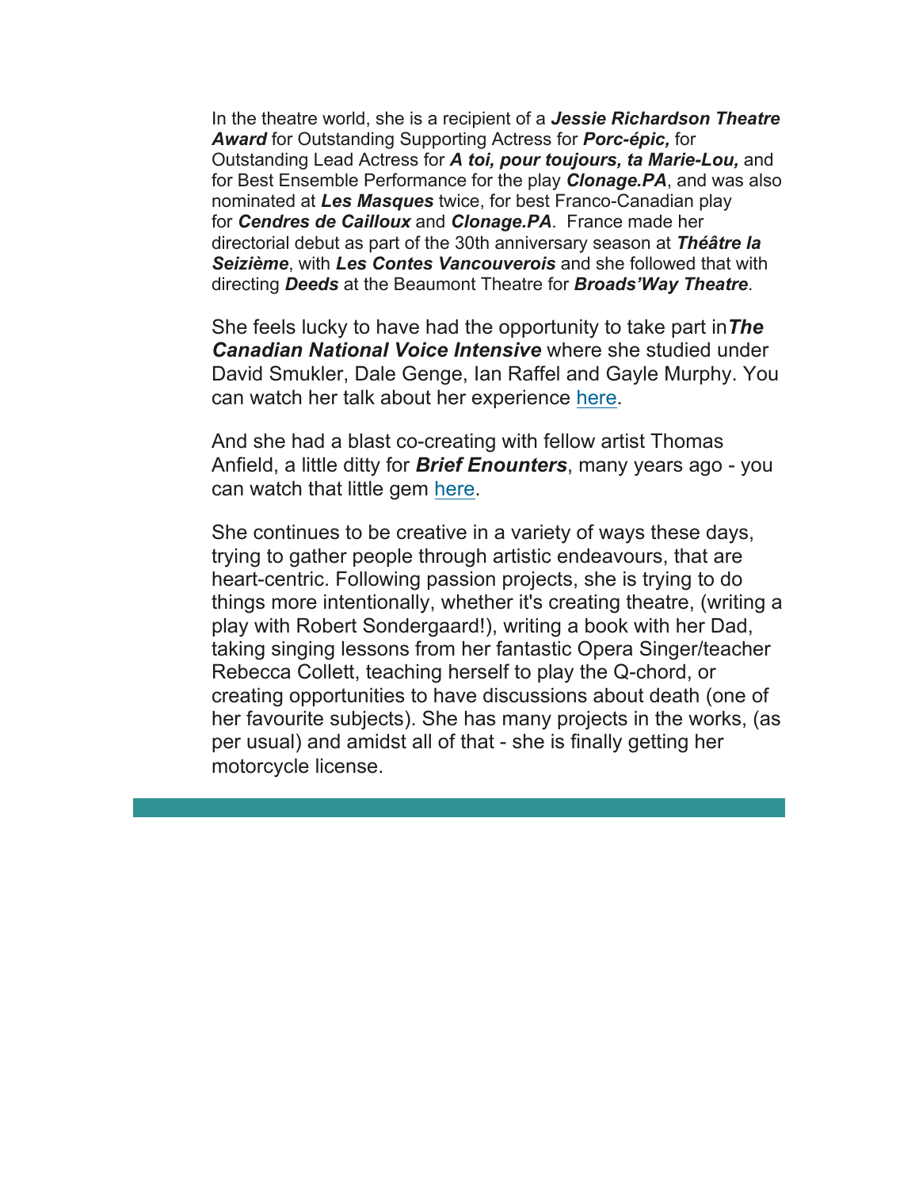In the theatre world, she is a recipient of a ***Jessie Richardson Theatre Award*** for Outstanding Supporting Actress for ***Porc-épic,*** for Outstanding Lead Actress for ***A toi, pour toujours, ta Marie-Lou,*** and for Best Ensemble Performance for the play ***Clonage.PA***, and was also nominated at ***Les Masques*** twice, for best Franco-Canadian play for ***Cendres de Cailloux*** and ***Clonage.PA***. France made her directorial debut as part of the 30th anniversary season at ***Théâtre la Seizième***, with ***Les Contes Vancouverois*** and she followed that with directing ***Deeds*** at the Beaumont Theatre for ***Broads'Way Theatre***.

She feels lucky to have had the opportunity to take part in***The Canadian National Voice Intensive*** where she studied under David Smukler, Dale Genge, Ian Raffel and Gayle Murphy. You can watch her talk about her experience here.

And she had a blast co-creating with fellow artist Thomas Anfield, a little ditty for ***Brief Enounters***, many years ago - you can watch that little gem here.

She continues to be creative in a variety of ways these days, trying to gather people through artistic endeavours, that are heart-centric. Following passion projects, she is trying to do things more intentionally, whether it's creating theatre, (writing a play with Robert Sondergaard!), writing a book with her Dad, taking singing lessons from her fantastic Opera Singer/teacher Rebecca Collett, teaching herself to play the Q-chord, or creating opportunities to have discussions about death (one of her favourite subjects). She has many projects in the works, (as per usual) and amidst all of that - she is finally getting her motorcycle license.